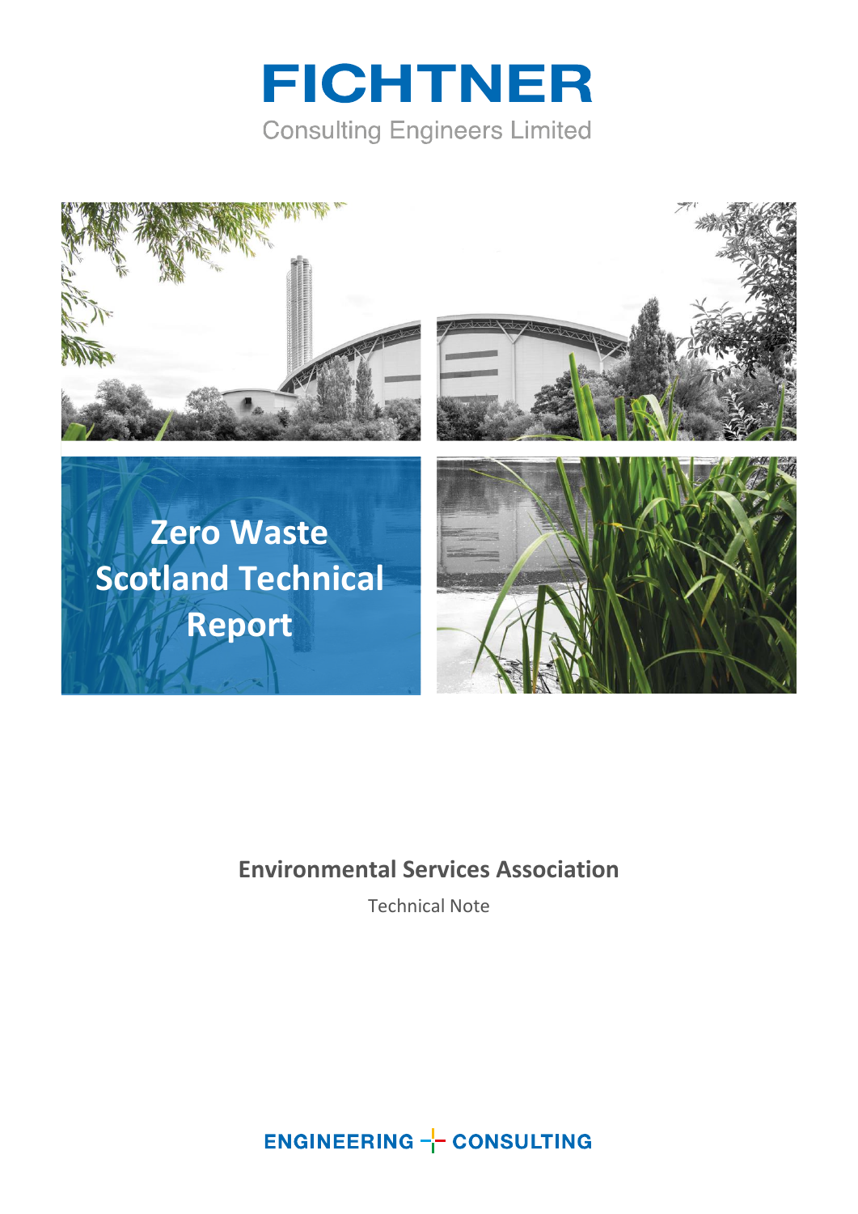# FICHTNER

Consulting Engineers Limited

# Zero Waste Scotland Technical Report

## Environmental Services Association

Technical Note

ENGINEERING CONSULTING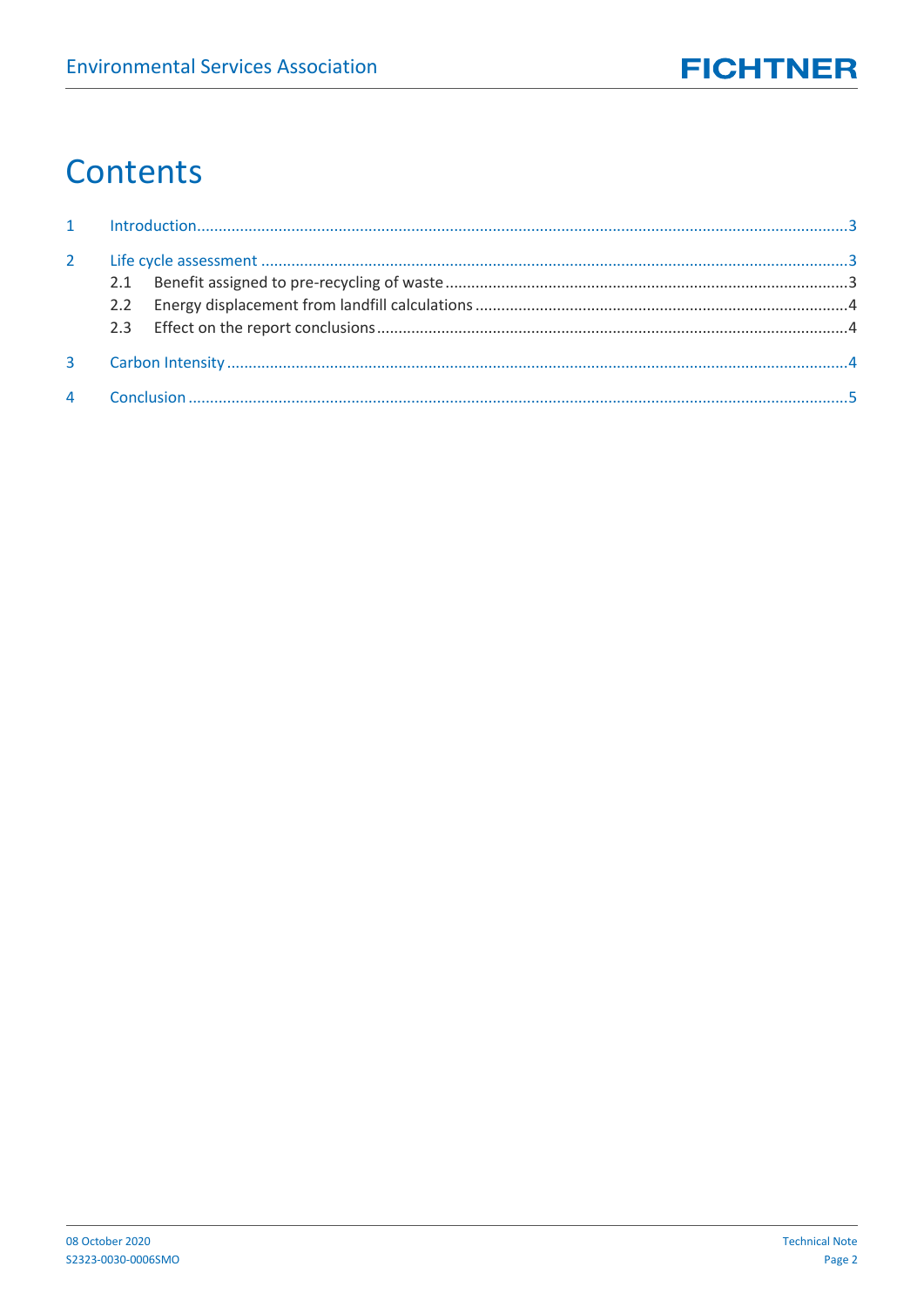# Contents

1 Introduction .......... 3

2 Life cycle assessment .......... 3
- 2.1 Benefit assigned to pre-recycling of waste .......... 3
- 2.2 Energy displacement from landfill calculations .......... 4
- 2.3 Effect on the report conclusions .......... 4

3 Carbon Intensity .......... 4

4 Conclusion .......... 5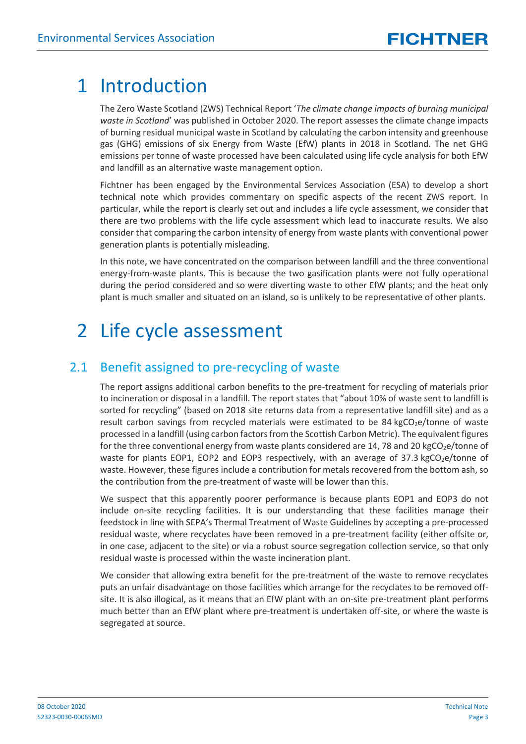# 1 Introduction

The Zero Waste Scotland (ZWS) Technical Report '*The climate change impacts of burning municipal waste in Scotland*' was published in October 2020. The report assesses the climate change impacts of burning residual municipal waste in Scotland by calculating the carbon intensity and greenhouse gas (GHG) emissions of six Energy from Waste (EfW) plants in 2018 in Scotland. The net GHG emissions per tonne of waste processed have been calculated using life cycle analysis for both EfW and landfill as an alternative waste management option.

Fichtner has been engaged by the Environmental Services Association (ESA) to develop a short technical note which provides commentary on specific aspects of the recent ZWS report. In particular, while the report is clearly set out and includes a life cycle assessment, we consider that there are two problems with the life cycle assessment which lead to inaccurate results. We also consider that comparing the carbon intensity of energy from waste plants with conventional power generation plants is potentially misleading.

In this note, we have concentrated on the comparison between landfill and the three conventional energy-from-waste plants. This is because the two gasification plants were not fully operational during the period considered and so were diverting waste to other EfW plants; and the heat only plant is much smaller and situated on an island, so is unlikely to be representative of other plants.

# 2 Life cycle assessment

## 2.1 Benefit assigned to pre-recycling of waste

The report assigns additional carbon benefits to the pre-treatment for recycling of materials prior to incineration or disposal in a landfill. The report states that "about 10% of waste sent to landfill is sorted for recycling" (based on 2018 site returns data from a representative landfill site) and as a result carbon savings from recycled materials were estimated to be 84 kg$CO_2$e/tonne of waste processed in a landfill (using carbon factors from the Scottish Carbon Metric). The equivalent figures for the three conventional energy from waste plants considered are 14, 78 and 20 kg$CO_2$e/tonne of waste for plants EOP1, EOP2 and EOP3 respectively, with an average of 37.3 kg$CO_2$e/tonne of waste. However, these figures include a contribution for metals recovered from the bottom ash, so the contribution from the pre-treatment of waste will be lower than this.

We suspect that this apparently poorer performance is because plants EOP1 and EOP3 do not include on-site recycling facilities. It is our understanding that these facilities manage their feedstock in line with SEPA's Thermal Treatment of Waste Guidelines by accepting a pre-processed residual waste, where recyclates have been removed in a pre-treatment facility (either offsite or, in one case, adjacent to the site) or via a robust source segregation collection service, so that only residual waste is processed within the waste incineration plant.

We consider that allowing extra benefit for the pre-treatment of the waste to remove recyclates puts an unfair disadvantage on those facilities which arrange for the recyclates to be removed off-site. It is also illogical, as it means that an EfW plant with an on-site pre-treatment plant performs much better than an EfW plant where pre-treatment is undertaken off-site, or where the waste is segregated at source.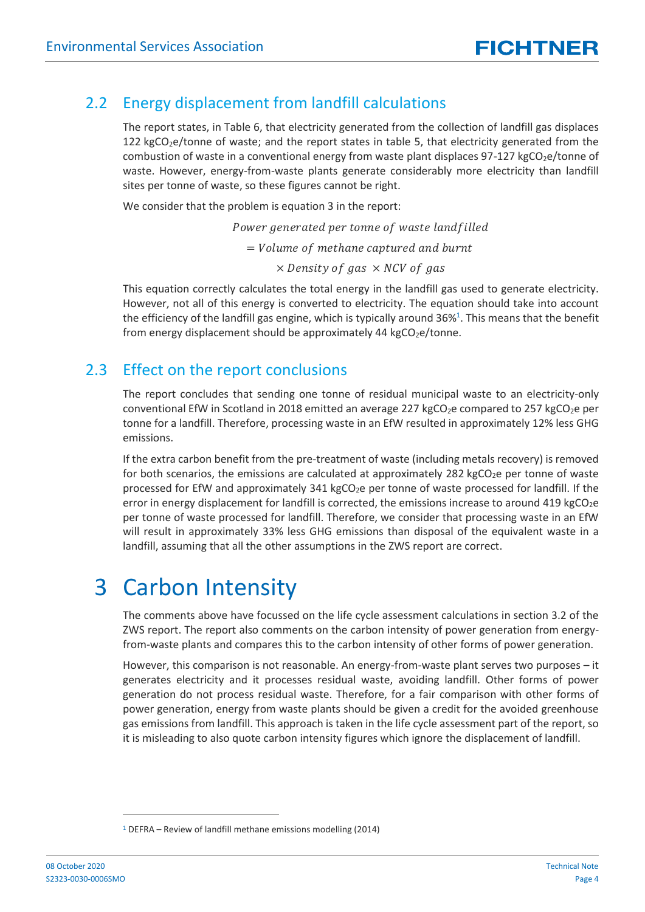## 2.2 Energy displacement from landfill calculations

The report states, in Table 6, that electricity generated from the collection of landfill gas displaces 122 $kgCO_2e$/tonne of waste; and the report states in table 5, that electricity generated from the combustion of waste in a conventional energy from waste plant displaces 97-127 $kgCO_2e$/tonne of waste. However, energy-from-waste plants generate considerably more electricity than landfill sites per tonne of waste, so these figures cannot be right.

We consider that the problem is equation 3 in the report:

$$\begin{aligned} &\textit{Power generated per tonne of waste landfilled} \\ &= \textit{Volume of methane captured and burnt} \\ &\times \textit{Density of gas} \times \textit{NCV of gas} \end{aligned}$$

This equation correctly calculates the total energy in the landfill gas used to generate electricity. However, not all of this energy is converted to electricity. The equation should take into account the efficiency of the landfill gas engine, which is typically around 36%[1]. This means that the benefit from energy displacement should be approximately 44 $kgCO_2e$/tonne.

## 2.3 Effect on the report conclusions

The report concludes that sending one tonne of residual municipal waste to an electricity-only conventional EfW in Scotland in 2018 emitted an average 227 $kgCO_2e$ compared to 257 $kgCO_2e$ per tonne for a landfill. Therefore, processing waste in an EfW resulted in approximately 12% less GHG emissions.

If the extra carbon benefit from the pre-treatment of waste (including metals recovery) is removed for both scenarios, the emissions are calculated at approximately 282 $kgCO_2e$ per tonne of waste processed for EfW and approximately 341 $kgCO_2e$ per tonne of waste processed for landfill. If the error in energy displacement for landfill is corrected, the emissions increase to around 419 $kgCO_2e$ per tonne of waste processed for landfill. Therefore, we consider that processing waste in an EfW will result in approximately 33% less GHG emissions than disposal of the equivalent waste in a landfill, assuming that all the other assumptions in the ZWS report are correct.

# 3 Carbon Intensity

The comments above have focussed on the life cycle assessment calculations in section 3.2 of the ZWS report. The report also comments on the carbon intensity of power generation from energy-from-waste plants and compares this to the carbon intensity of other forms of power generation.

However, this comparison is not reasonable. An energy-from-waste plant serves two purposes – it generates electricity and it processes residual waste, avoiding landfill. Other forms of power generation do not process residual waste. Therefore, for a fair comparison with other forms of power generation, energy from waste plants should be given a credit for the avoided greenhouse gas emissions from landfill. This approach is taken in the life cycle assessment part of the report, so it is misleading to also quote carbon intensity figures which ignore the displacement of landfill.

---

[1] DEFRA – Review of landfill methane emissions modelling (2014)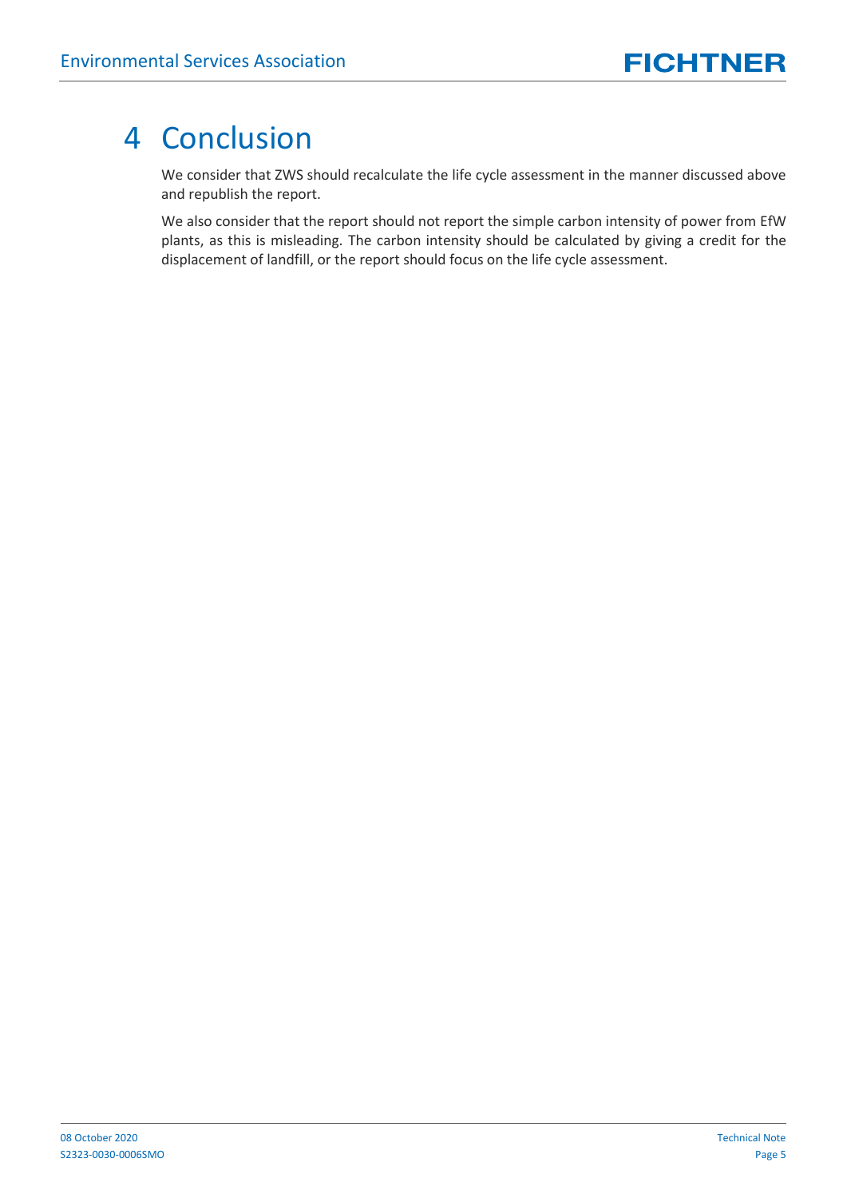# 4 Conclusion

We consider that ZWS should recalculate the life cycle assessment in the manner discussed above and republish the report.

We also consider that the report should not report the simple carbon intensity of power from EfW plants, as this is misleading. The carbon intensity should be calculated by giving a credit for the displacement of landfill, or the report should focus on the life cycle assessment.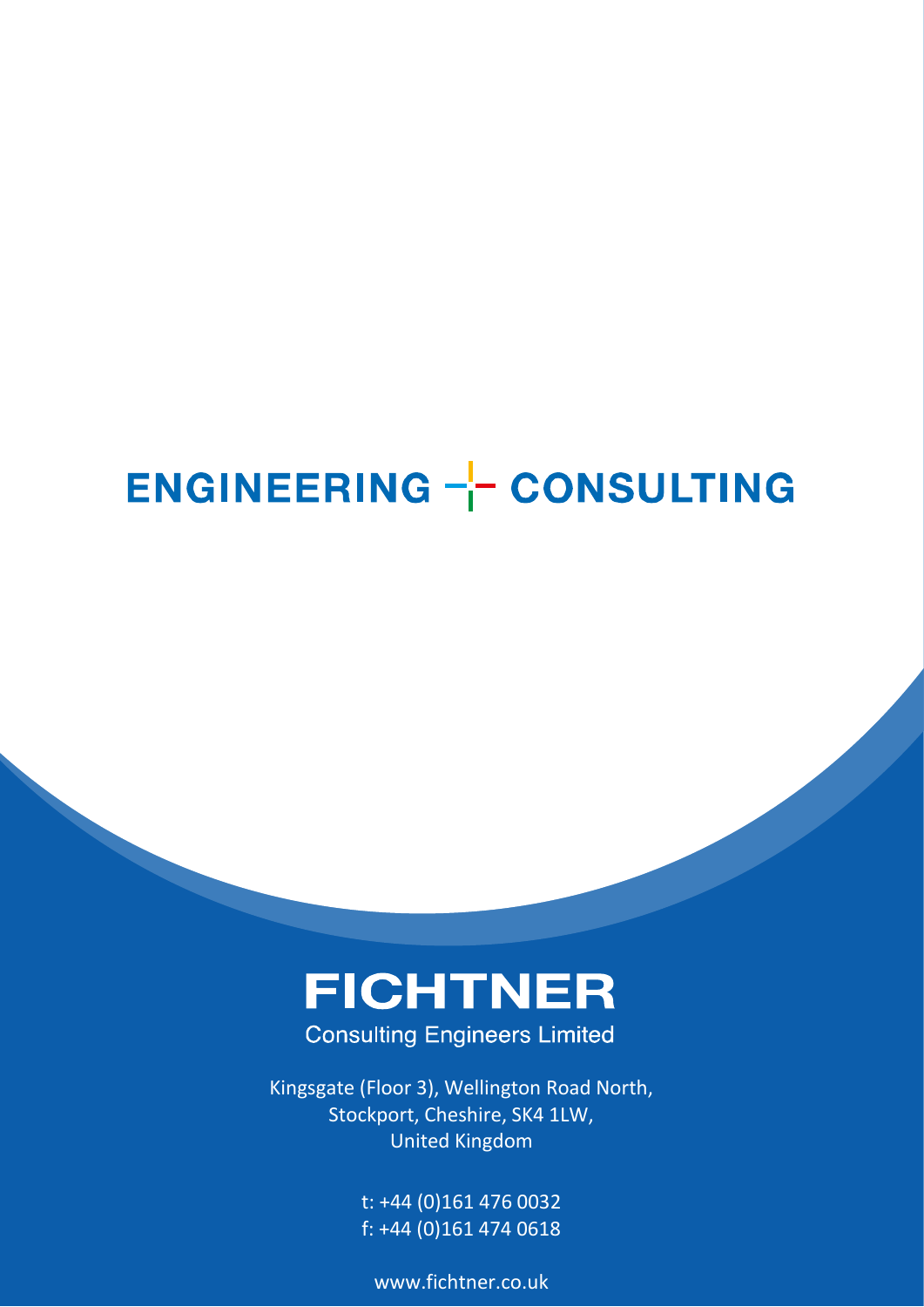ENGINEERING CONSULTING

**FICHTNER**

Consulting Engineers Limited

Kingsgate (Floor 3), Wellington Road North,
Stockport, Cheshire, SK4 1LW,
United Kingdom

t: +44 (0)161 476 0032
f: +44 (0)161 474 0618

www.fichtner.co.uk